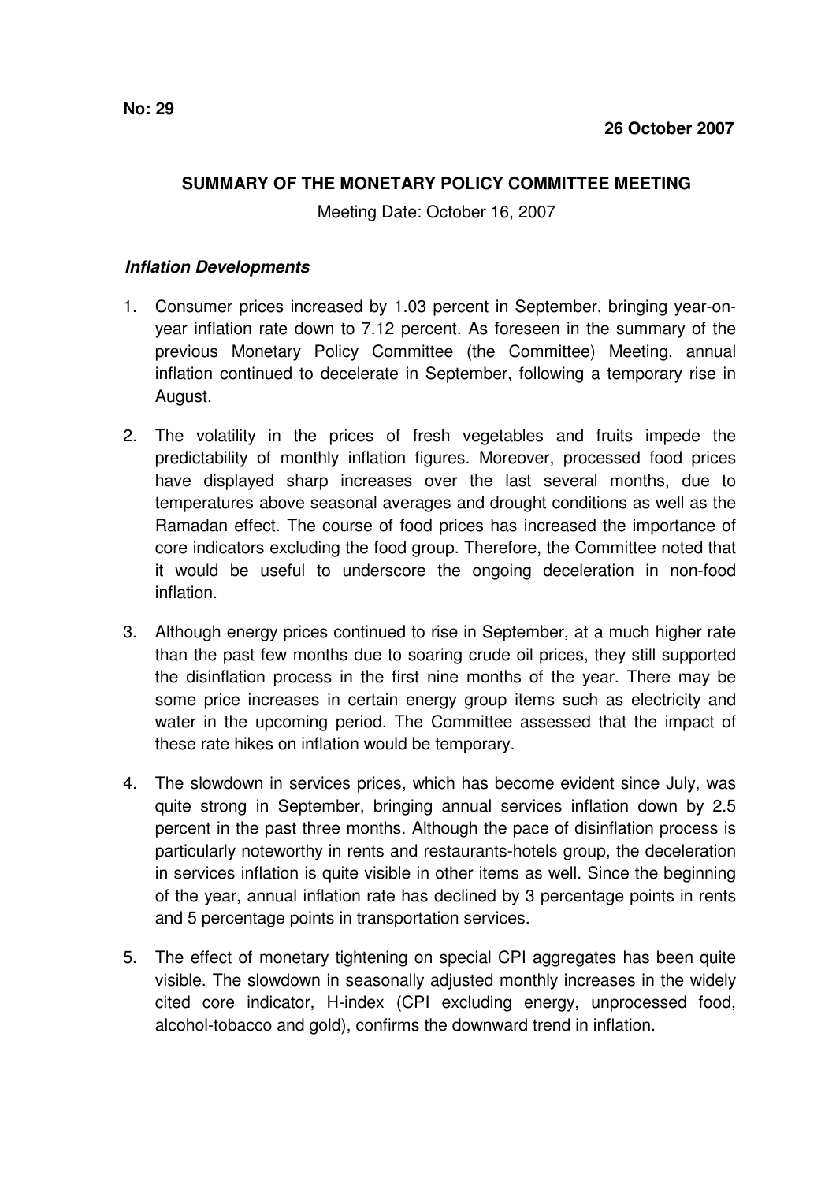**No: 29**

**26 October 2007**

## SUMMARY OF THE MONETARY POLICY COMMITTEE MEETING

Meeting Date: October 16, 2007

### *Inflation Developments*

1. Consumer prices increased by 1.03 percent in September, bringing year-on-year inflation rate down to 7.12 percent. As foreseen in the summary of the previous Monetary Policy Committee (the Committee) Meeting, annual inflation continued to decelerate in September, following a temporary rise in August.

2. The volatility in the prices of fresh vegetables and fruits impede the predictability of monthly inflation figures. Moreover, processed food prices have displayed sharp increases over the last several months, due to temperatures above seasonal averages and drought conditions as well as the Ramadan effect. The course of food prices has increased the importance of core indicators excluding the food group. Therefore, the Committee noted that it would be useful to underscore the ongoing deceleration in non-food inflation.

3. Although energy prices continued to rise in September, at a much higher rate than the past few months due to soaring crude oil prices, they still supported the disinflation process in the first nine months of the year. There may be some price increases in certain energy group items such as electricity and water in the upcoming period. The Committee assessed that the impact of these rate hikes on inflation would be temporary.

4. The slowdown in services prices, which has become evident since July, was quite strong in September, bringing annual services inflation down by 2.5 percent in the past three months. Although the pace of disinflation process is particularly noteworthy in rents and restaurants-hotels group, the deceleration in services inflation is quite visible in other items as well. Since the beginning of the year, annual inflation rate has declined by 3 percentage points in rents and 5 percentage points in transportation services.

5. The effect of monetary tightening on special CPI aggregates has been quite visible. The slowdown in seasonally adjusted monthly increases in the widely cited core indicator, H-index (CPI excluding energy, unprocessed food, alcohol-tobacco and gold), confirms the downward trend in inflation.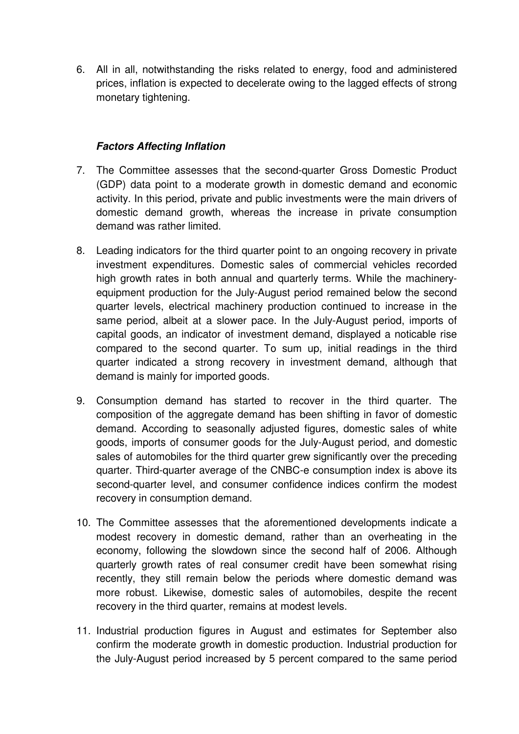6. All in all, notwithstanding the risks related to energy, food and administered prices, inflation is expected to decelerate owing to the lagged effects of strong monetary tightening.

### ***Factors Affecting Inflation***

7. The Committee assesses that the second-quarter Gross Domestic Product (GDP) data point to a moderate growth in domestic demand and economic activity. In this period, private and public investments were the main drivers of domestic demand growth, whereas the increase in private consumption demand was rather limited.

8. Leading indicators for the third quarter point to an ongoing recovery in private investment expenditures. Domestic sales of commercial vehicles recorded high growth rates in both annual and quarterly terms. While the machinery-equipment production for the July-August period remained below the second quarter levels, electrical machinery production continued to increase in the same period, albeit at a slower pace. In the July-August period, imports of capital goods, an indicator of investment demand, displayed a noticable rise compared to the second quarter. To sum up, initial readings in the third quarter indicated a strong recovery in investment demand, although that demand is mainly for imported goods.

9. Consumption demand has started to recover in the third quarter. The composition of the aggregate demand has been shifting in favor of domestic demand. According to seasonally adjusted figures, domestic sales of white goods, imports of consumer goods for the July-August period, and domestic sales of automobiles for the third quarter grew significantly over the preceding quarter. Third-quarter average of the CNBC-e consumption index is above its second-quarter level, and consumer confidence indices confirm the modest recovery in consumption demand.

10. The Committee assesses that the aforementioned developments indicate a modest recovery in domestic demand, rather than an overheating in the economy, following the slowdown since the second half of 2006. Although quarterly growth rates of real consumer credit have been somewhat rising recently, they still remain below the periods where domestic demand was more robust. Likewise, domestic sales of automobiles, despite the recent recovery in the third quarter, remains at modest levels.

11. Industrial production figures in August and estimates for September also confirm the moderate growth in domestic production. Industrial production for the July-August period increased by 5 percent compared to the same period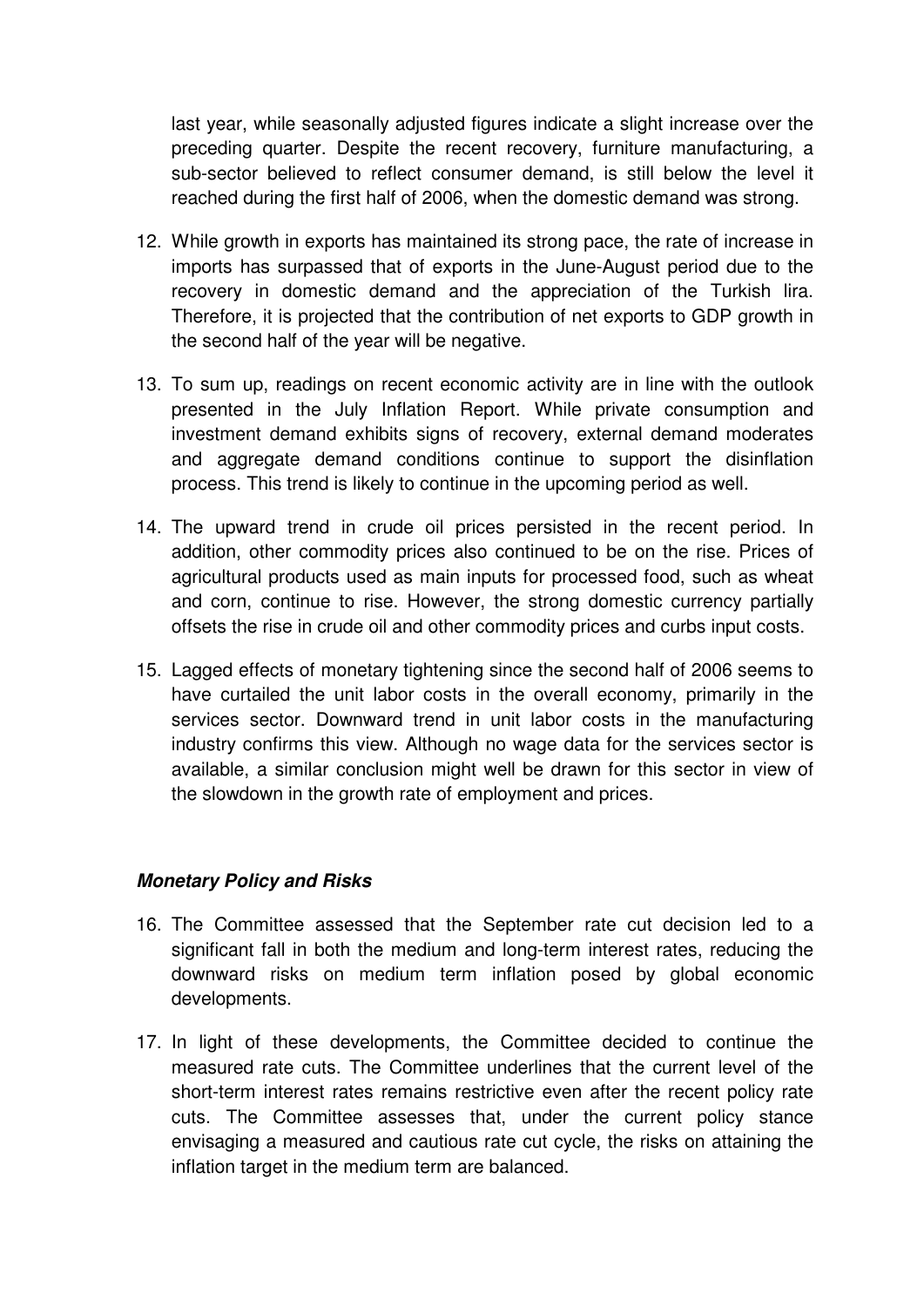last year, while seasonally adjusted figures indicate a slight increase over the preceding quarter. Despite the recent recovery, furniture manufacturing, a sub-sector believed to reflect consumer demand, is still below the level it reached during the first half of 2006, when the domestic demand was strong.

12. While growth in exports has maintained its strong pace, the rate of increase in imports has surpassed that of exports in the June-August period due to the recovery in domestic demand and the appreciation of the Turkish lira. Therefore, it is projected that the contribution of net exports to GDP growth in the second half of the year will be negative.

13. To sum up, readings on recent economic activity are in line with the outlook presented in the July Inflation Report. While private consumption and investment demand exhibits signs of recovery, external demand moderates and aggregate demand conditions continue to support the disinflation process. This trend is likely to continue in the upcoming period as well.

14. The upward trend in crude oil prices persisted in the recent period. In addition, other commodity prices also continued to be on the rise. Prices of agricultural products used as main inputs for processed food, such as wheat and corn, continue to rise. However, the strong domestic currency partially offsets the rise in crude oil and other commodity prices and curbs input costs.

15. Lagged effects of monetary tightening since the second half of 2006 seems to have curtailed the unit labor costs in the overall economy, primarily in the services sector. Downward trend in unit labor costs in the manufacturing industry confirms this view. Although no wage data for the services sector is available, a similar conclusion might well be drawn for this sector in view of the slowdown in the growth rate of employment and prices.

### ***Monetary Policy and Risks***

16. The Committee assessed that the September rate cut decision led to a significant fall in both the medium and long-term interest rates, reducing the downward risks on medium term inflation posed by global economic developments.

17. In light of these developments, the Committee decided to continue the measured rate cuts. The Committee underlines that the current level of the short-term interest rates remains restrictive even after the recent policy rate cuts. The Committee assesses that, under the current policy stance envisaging a measured and cautious rate cut cycle, the risks on attaining the inflation target in the medium term are balanced.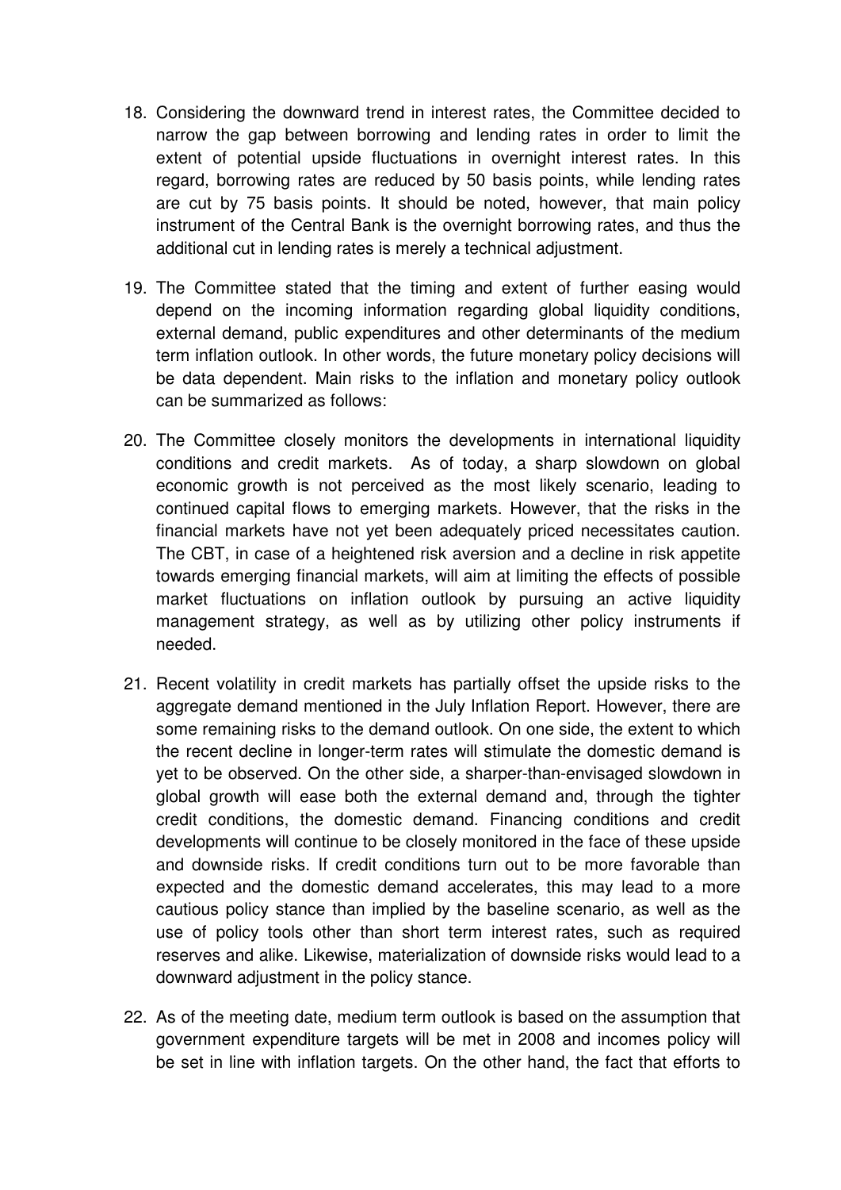18. Considering the downward trend in interest rates, the Committee decided to narrow the gap between borrowing and lending rates in order to limit the extent of potential upside fluctuations in overnight interest rates. In this regard, borrowing rates are reduced by 50 basis points, while lending rates are cut by 75 basis points. It should be noted, however, that main policy instrument of the Central Bank is the overnight borrowing rates, and thus the additional cut in lending rates is merely a technical adjustment.

19. The Committee stated that the timing and extent of further easing would depend on the incoming information regarding global liquidity conditions, external demand, public expenditures and other determinants of the medium term inflation outlook. In other words, the future monetary policy decisions will be data dependent. Main risks to the inflation and monetary policy outlook can be summarized as follows:

20. The Committee closely monitors the developments in international liquidity conditions and credit markets. As of today, a sharp slowdown on global economic growth is not perceived as the most likely scenario, leading to continued capital flows to emerging markets. However, that the risks in the financial markets have not yet been adequately priced necessitates caution. The CBT, in case of a heightened risk aversion and a decline in risk appetite towards emerging financial markets, will aim at limiting the effects of possible market fluctuations on inflation outlook by pursuing an active liquidity management strategy, as well as by utilizing other policy instruments if needed.

21. Recent volatility in credit markets has partially offset the upside risks to the aggregate demand mentioned in the July Inflation Report. However, there are some remaining risks to the demand outlook. On one side, the extent to which the recent decline in longer-term rates will stimulate the domestic demand is yet to be observed. On the other side, a sharper-than-envisaged slowdown in global growth will ease both the external demand and, through the tighter credit conditions, the domestic demand. Financing conditions and credit developments will continue to be closely monitored in the face of these upside and downside risks. If credit conditions turn out to be more favorable than expected and the domestic demand accelerates, this may lead to a more cautious policy stance than implied by the baseline scenario, as well as the use of policy tools other than short term interest rates, such as required reserves and alike. Likewise, materialization of downside risks would lead to a downward adjustment in the policy stance.

22. As of the meeting date, medium term outlook is based on the assumption that government expenditure targets will be met in 2008 and incomes policy will be set in line with inflation targets. On the other hand, the fact that efforts to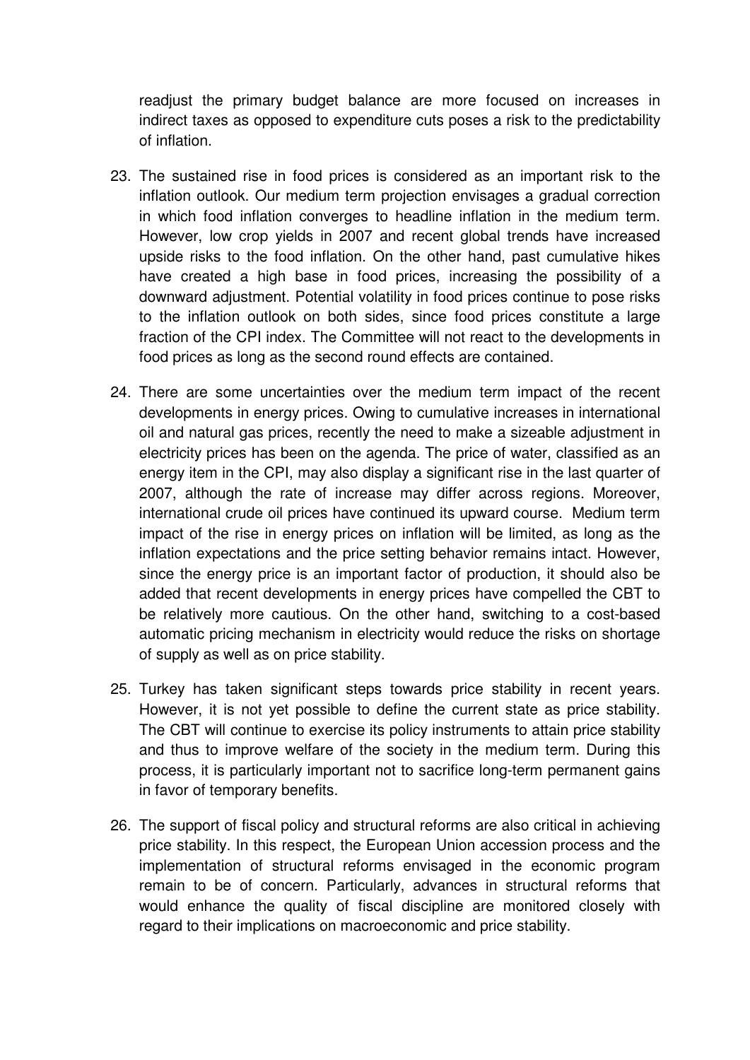readjust the primary budget balance are more focused on increases in indirect taxes as opposed to expenditure cuts poses a risk to the predictability of inflation.

23. The sustained rise in food prices is considered as an important risk to the inflation outlook. Our medium term projection envisages a gradual correction in which food inflation converges to headline inflation in the medium term. However, low crop yields in 2007 and recent global trends have increased upside risks to the food inflation. On the other hand, past cumulative hikes have created a high base in food prices, increasing the possibility of a downward adjustment. Potential volatility in food prices continue to pose risks to the inflation outlook on both sides, since food prices constitute a large fraction of the CPI index. The Committee will not react to the developments in food prices as long as the second round effects are contained.

24. There are some uncertainties over the medium term impact of the recent developments in energy prices. Owing to cumulative increases in international oil and natural gas prices, recently the need to make a sizeable adjustment in electricity prices has been on the agenda. The price of water, classified as an energy item in the CPI, may also display a significant rise in the last quarter of 2007, although the rate of increase may differ across regions. Moreover, international crude oil prices have continued its upward course. Medium term impact of the rise in energy prices on inflation will be limited, as long as the inflation expectations and the price setting behavior remains intact. However, since the energy price is an important factor of production, it should also be added that recent developments in energy prices have compelled the CBT to be relatively more cautious. On the other hand, switching to a cost-based automatic pricing mechanism in electricity would reduce the risks on shortage of supply as well as on price stability.

25. Turkey has taken significant steps towards price stability in recent years. However, it is not yet possible to define the current state as price stability. The CBT will continue to exercise its policy instruments to attain price stability and thus to improve welfare of the society in the medium term. During this process, it is particularly important not to sacrifice long-term permanent gains in favor of temporary benefits.

26. The support of fiscal policy and structural reforms are also critical in achieving price stability. In this respect, the European Union accession process and the implementation of structural reforms envisaged in the economic program remain to be of concern. Particularly, advances in structural reforms that would enhance the quality of fiscal discipline are monitored closely with regard to their implications on macroeconomic and price stability.